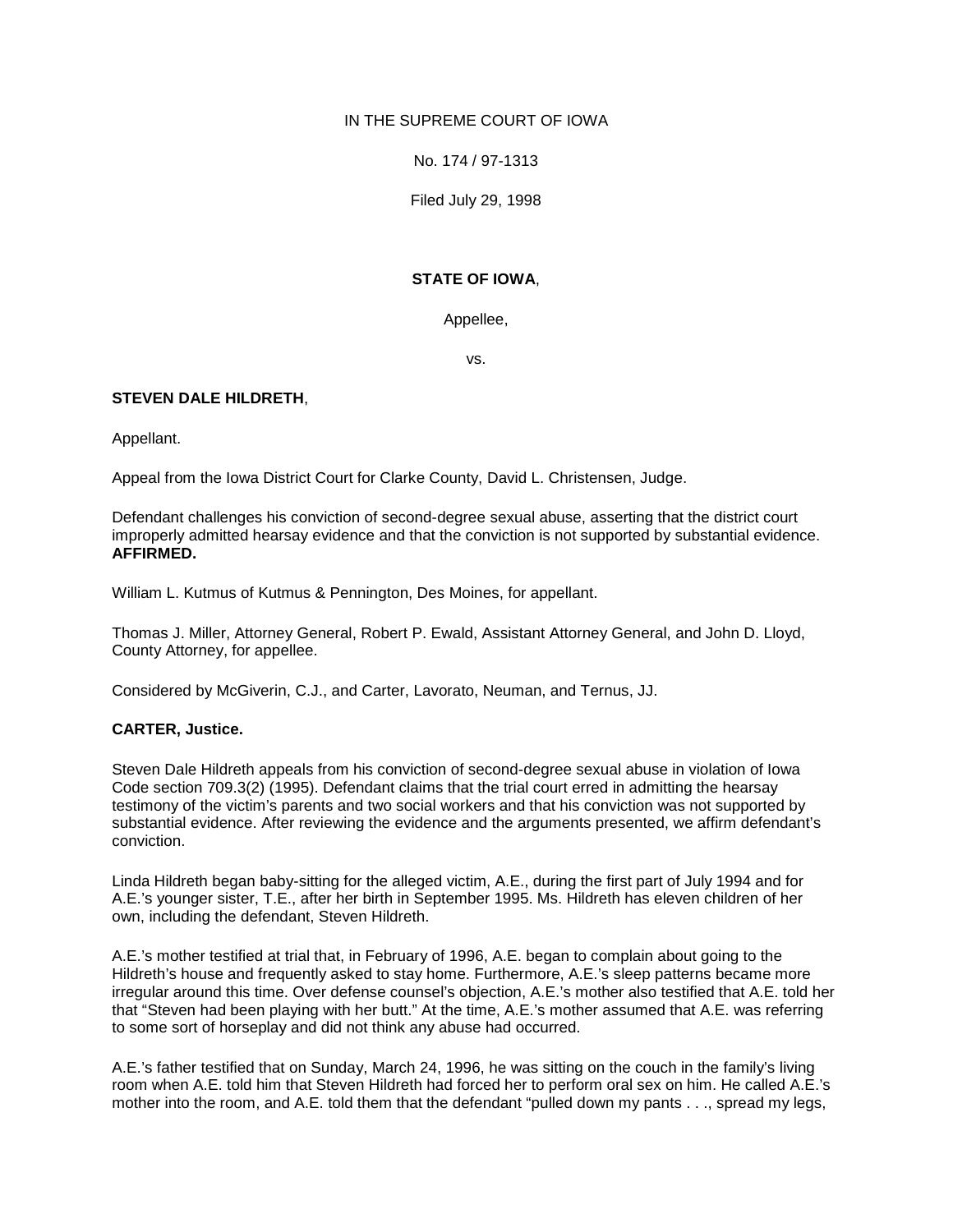IN THE SUPREME COURT OF IOWA

No. 174 / 97-1313

Filed July 29, 1998

**STATE OF IOWA**,

Appellee,

vs.

**STEVEN DALE HILDRETH**,

Appellant.

Appeal from the Iowa District Court for Clarke County, David L. Christensen, Judge.

Defendant challenges his conviction of second-degree sexual abuse, asserting that the district court improperly admitted hearsay evidence and that the conviction is not supported by substantial evidence. **AFFIRMED.**

William L. Kutmus of Kutmus & Pennington, Des Moines, for appellant.

Thomas J. Miller, Attorney General, Robert P. Ewald, Assistant Attorney General, and John D. Lloyd, County Attorney, for appellee.

Considered by McGiverin, C.J., and Carter, Lavorato, Neuman, and Ternus, JJ.

**CARTER, Justice.**

Steven Dale Hildreth appeals from his conviction of second-degree sexual abuse in violation of Iowa Code section 709.3(2) (1995). Defendant claims that the trial court erred in admitting the hearsay testimony of the victim's parents and two social workers and that his conviction was not supported by substantial evidence. After reviewing the evidence and the arguments presented, we affirm defendant's conviction.

Linda Hildreth began baby-sitting for the alleged victim, A.E., during the first part of July 1994 and for A.E.'s younger sister, T.E., after her birth in September 1995. Ms. Hildreth has eleven children of her own, including the defendant, Steven Hildreth.

A.E.'s mother testified at trial that, in February of 1996, A.E. began to complain about going to the Hildreth's house and frequently asked to stay home. Furthermore, A.E.'s sleep patterns became more irregular around this time. Over defense counsel's objection, A.E.'s mother also testified that A.E. told her that "Steven had been playing with her butt." At the time, A.E.'s mother assumed that A.E. was referring to some sort of horseplay and did not think any abuse had occurred.

A.E.'s father testified that on Sunday, March 24, 1996, he was sitting on the couch in the family's living room when A.E. told him that Steven Hildreth had forced her to perform oral sex on him. He called A.E.'s mother into the room, and A.E. told them that the defendant "pulled down my pants . . ., spread my legs,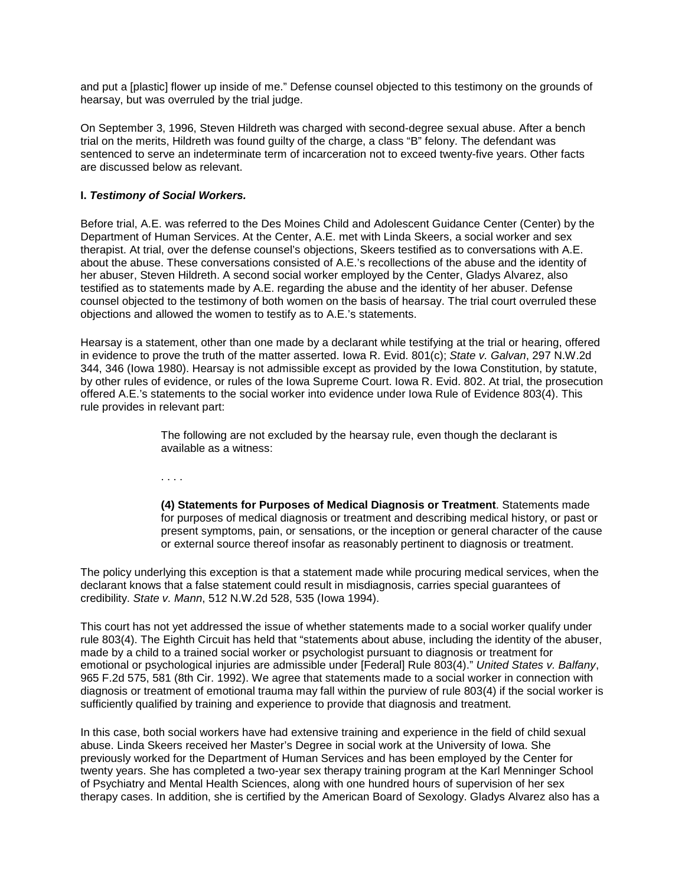and put a [plastic] flower up inside of me." Defense counsel objected to this testimony on the grounds of hearsay, but was overruled by the trial judge.

On September 3, 1996, Steven Hildreth was charged with second-degree sexual abuse. After a bench trial on the merits, Hildreth was found guilty of the charge, a class "B" felony. The defendant was sentenced to serve an indeterminate term of incarceration not to exceed twenty-five years. Other facts are discussed below as relevant.

**I. *Testimony of Social Workers.***

Before trial, A.E. was referred to the Des Moines Child and Adolescent Guidance Center (Center) by the Department of Human Services. At the Center, A.E. met with Linda Skeers, a social worker and sex therapist. At trial, over the defense counsel's objections, Skeers testified as to conversations with A.E. about the abuse. These conversations consisted of A.E.'s recollections of the abuse and the identity of her abuser, Steven Hildreth. A second social worker employed by the Center, Gladys Alvarez, also testified as to statements made by A.E. regarding the abuse and the identity of her abuser. Defense counsel objected to the testimony of both women on the basis of hearsay. The trial court overruled these objections and allowed the women to testify as to A.E.'s statements.

Hearsay is a statement, other than one made by a declarant while testifying at the trial or hearing, offered in evidence to prove the truth of the matter asserted. Iowa R. Evid. 801(c); *State v. Galvan*, 297 N.W.2d 344, 346 (Iowa 1980). Hearsay is not admissible except as provided by the Iowa Constitution, by statute, by other rules of evidence, or rules of the Iowa Supreme Court. Iowa R. Evid. 802. At trial, the prosecution offered A.E.'s statements to the social worker into evidence under Iowa Rule of Evidence 803(4). This rule provides in relevant part:

> The following are not excluded by the hearsay rule, even though the declarant is available as a witness:
>
> . . . .
>
> **(4) Statements for Purposes of Medical Diagnosis or Treatment**. Statements made for purposes of medical diagnosis or treatment and describing medical history, or past or present symptoms, pain, or sensations, or the inception or general character of the cause or external source thereof insofar as reasonably pertinent to diagnosis or treatment.

The policy underlying this exception is that a statement made while procuring medical services, when the declarant knows that a false statement could result in misdiagnosis, carries special guarantees of credibility. *State v. Mann*, 512 N.W.2d 528, 535 (Iowa 1994).

This court has not yet addressed the issue of whether statements made to a social worker qualify under rule 803(4). The Eighth Circuit has held that "statements about abuse, including the identity of the abuser, made by a child to a trained social worker or psychologist pursuant to diagnosis or treatment for emotional or psychological injuries are admissible under [Federal] Rule 803(4)." *United States v. Balfany*, 965 F.2d 575, 581 (8th Cir. 1992). We agree that statements made to a social worker in connection with diagnosis or treatment of emotional trauma may fall within the purview of rule 803(4) if the social worker is sufficiently qualified by training and experience to provide that diagnosis and treatment.

In this case, both social workers have had extensive training and experience in the field of child sexual abuse. Linda Skeers received her Master's Degree in social work at the University of Iowa. She previously worked for the Department of Human Services and has been employed by the Center for twenty years. She has completed a two-year sex therapy training program at the Karl Menninger School of Psychiatry and Mental Health Sciences, along with one hundred hours of supervision of her sex therapy cases. In addition, she is certified by the American Board of Sexology. Gladys Alvarez also has a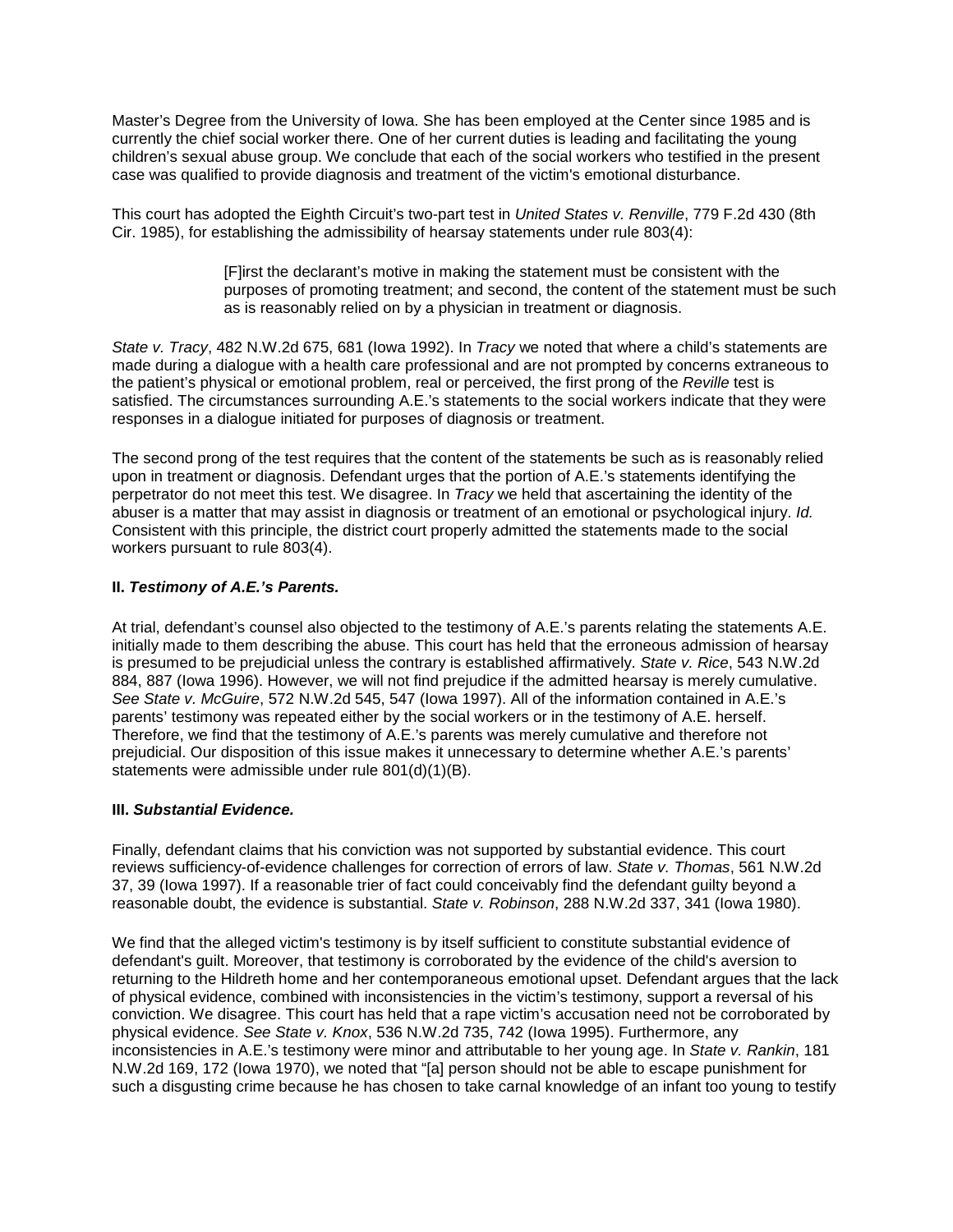Master's Degree from the University of Iowa. She has been employed at the Center since 1985 and is currently the chief social worker there. One of her current duties is leading and facilitating the young children's sexual abuse group. We conclude that each of the social workers who testified in the present case was qualified to provide diagnosis and treatment of the victim's emotional disturbance.

This court has adopted the Eighth Circuit's two-part test in *United States v. Renville*, 779 F.2d 430 (8th Cir. 1985), for establishing the admissibility of hearsay statements under rule 803(4):

> [F]irst the declarant's motive in making the statement must be consistent with the purposes of promoting treatment; and second, the content of the statement must be such as is reasonably relied on by a physician in treatment or diagnosis.

*State v. Tracy*, 482 N.W.2d 675, 681 (Iowa 1992). In *Tracy* we noted that where a child's statements are made during a dialogue with a health care professional and are not prompted by concerns extraneous to the patient's physical or emotional problem, real or perceived, the first prong of the *Reville* test is satisfied. The circumstances surrounding A.E.'s statements to the social workers indicate that they were responses in a dialogue initiated for purposes of diagnosis or treatment.

The second prong of the test requires that the content of the statements be such as is reasonably relied upon in treatment or diagnosis. Defendant urges that the portion of A.E.'s statements identifying the perpetrator do not meet this test. We disagree. In *Tracy* we held that ascertaining the identity of the abuser is a matter that may assist in diagnosis or treatment of an emotional or psychological injury. *Id.* Consistent with this principle, the district court properly admitted the statements made to the social workers pursuant to rule 803(4).

**II. *Testimony of A.E.'s Parents.***

At trial, defendant's counsel also objected to the testimony of A.E.'s parents relating the statements A.E. initially made to them describing the abuse. This court has held that the erroneous admission of hearsay is presumed to be prejudicial unless the contrary is established affirmatively. *State v. Rice*, 543 N.W.2d 884, 887 (Iowa 1996). However, we will not find prejudice if the admitted hearsay is merely cumulative. *See State v. McGuire*, 572 N.W.2d 545, 547 (Iowa 1997). All of the information contained in A.E.'s parents' testimony was repeated either by the social workers or in the testimony of A.E. herself. Therefore, we find that the testimony of A.E.'s parents was merely cumulative and therefore not prejudicial. Our disposition of this issue makes it unnecessary to determine whether A.E.'s parents' statements were admissible under rule 801(d)(1)(B).

**III. *Substantial Evidence.***

Finally, defendant claims that his conviction was not supported by substantial evidence. This court reviews sufficiency-of-evidence challenges for correction of errors of law. *State v. Thomas*, 561 N.W.2d 37, 39 (Iowa 1997). If a reasonable trier of fact could conceivably find the defendant guilty beyond a reasonable doubt, the evidence is substantial. *State v. Robinson*, 288 N.W.2d 337, 341 (Iowa 1980).

We find that the alleged victim's testimony is by itself sufficient to constitute substantial evidence of defendant's guilt. Moreover, that testimony is corroborated by the evidence of the child's aversion to returning to the Hildreth home and her contemporaneous emotional upset. Defendant argues that the lack of physical evidence, combined with inconsistencies in the victim's testimony, support a reversal of his conviction. We disagree. This court has held that a rape victim's accusation need not be corroborated by physical evidence. *See State v. Knox*, 536 N.W.2d 735, 742 (Iowa 1995). Furthermore, any inconsistencies in A.E.'s testimony were minor and attributable to her young age. In *State v. Rankin*, 181 N.W.2d 169, 172 (Iowa 1970), we noted that "[a] person should not be able to escape punishment for such a disgusting crime because he has chosen to take carnal knowledge of an infant too young to testify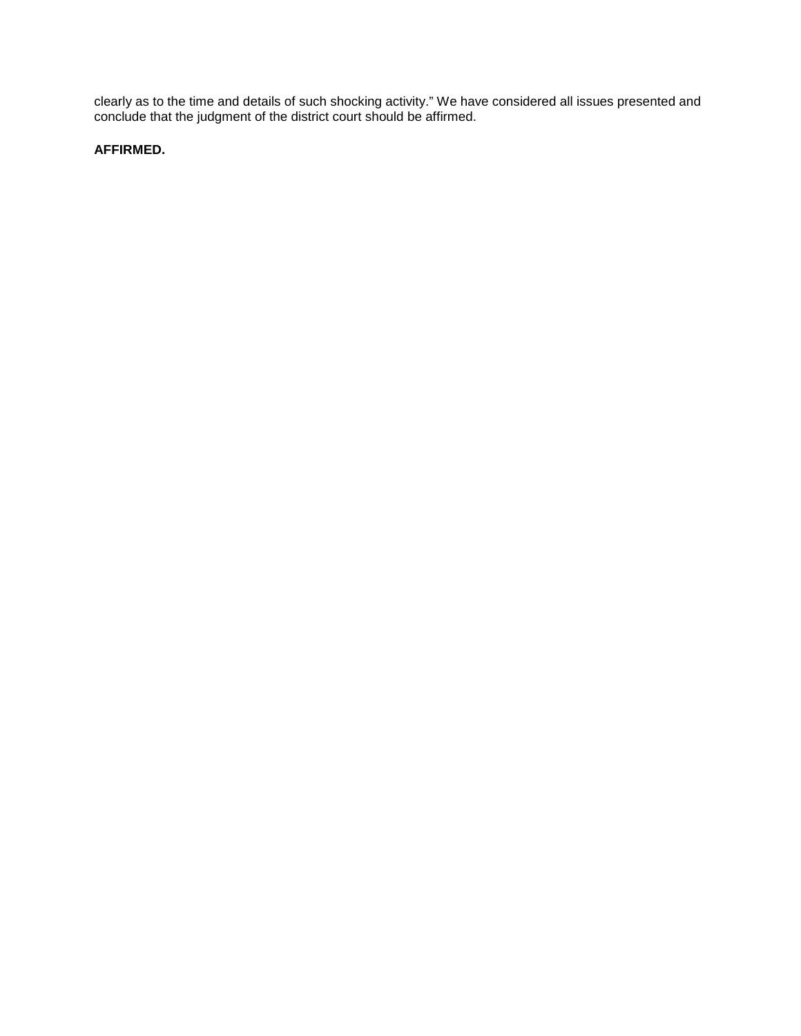clearly as to the time and details of such shocking activity." We have considered all issues presented and conclude that the judgment of the district court should be affirmed.

**AFFIRMED.**